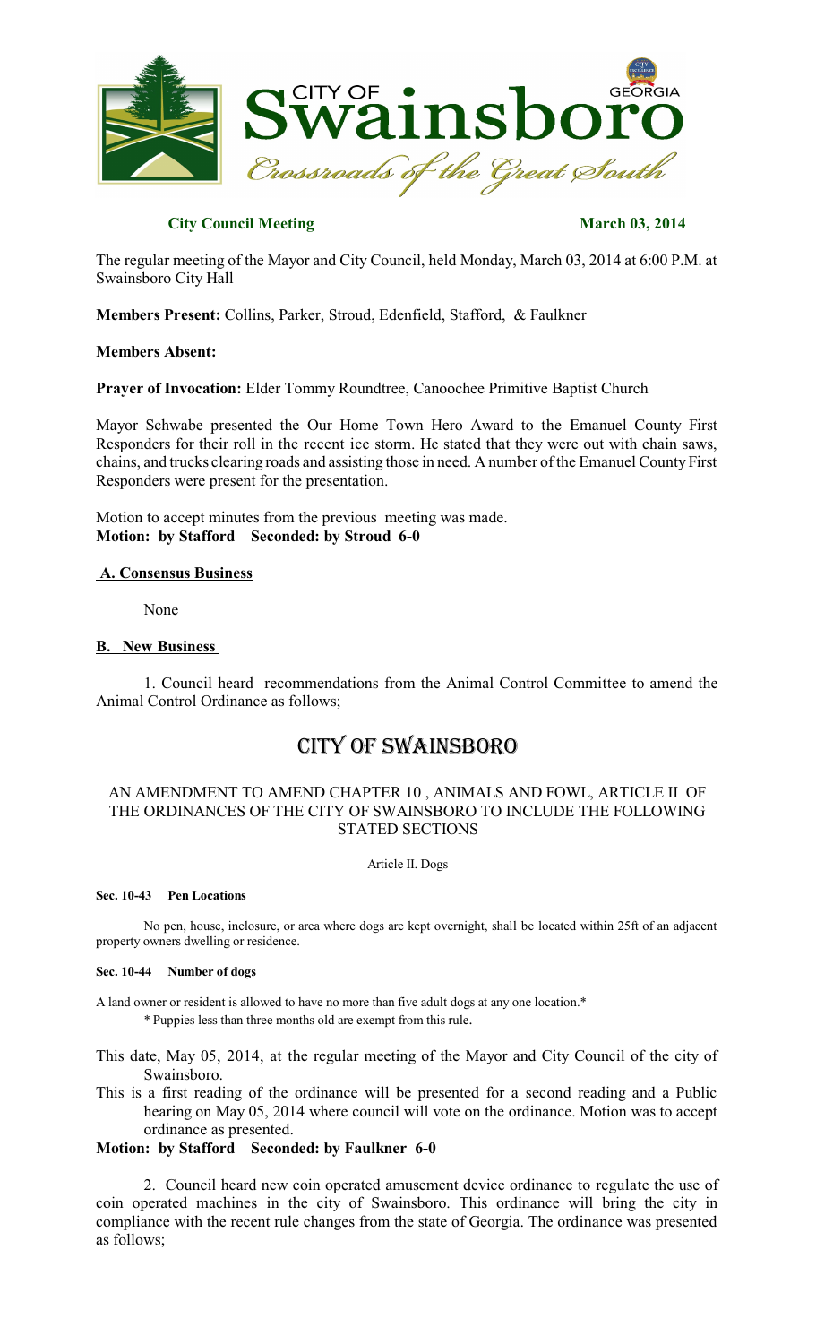CITY OF Swainsboro GEORGIA

*Crossroads of the Great South*

**City Council Meeting** **March 03, 2014**

The regular meeting of the Mayor and City Council, held Monday, March 03, 2014 at 6:00 P.M. at Swainsboro City Hall

**Members Present:** Collins, Parker, Stroud, Edenfield, Stafford, & Faulkner

**Members Absent:**

**Prayer of Invocation:** Elder Tommy Roundtree, Canoochee Primitive Baptist Church

Mayor Schwabe presented the Our Home Town Hero Award to the Emanuel County First Responders for their roll in the recent ice storm. He stated that they were out with chain saws, chains, and trucks clearing roads and assisting those in need. A number of the Emanuel County First Responders were present for the presentation.

Motion to accept minutes from the previous meeting was made.
**Motion: by Stafford Seconded: by Stroud 6-0**

**A. Consensus Business**

None

**B. New Business**

1. Council heard recommendations from the Animal Control Committee to amend the Animal Control Ordinance as follows;

# CITY OF SWAINSBORO

AN AMENDMENT TO AMEND CHAPTER 10 , ANIMALS AND FOWL, ARTICLE II OF THE ORDINANCES OF THE CITY OF SWAINSBORO TO INCLUDE THE FOLLOWING STATED SECTIONS

Article II. Dogs

**Sec. 10-43 Pen Locations**

No pen, house, inclosure, or area where dogs are kept overnight, shall be located within 25ft of an adjacent property owners dwelling or residence.

**Sec. 10-44 Number of dogs**

A land owner or resident is allowed to have no more than five adult dogs at any one location.*

* Puppies less than three months old are exempt from this rule.

This date, May 05, 2014, at the regular meeting of the Mayor and City Council of the city of Swainsboro.

This is a first reading of the ordinance will be presented for a second reading and a Public hearing on May 05, 2014 where council will vote on the ordinance. Motion was to accept ordinance as presented.

**Motion: by Stafford Seconded: by Faulkner 6-0**

2. Council heard new coin operated amusement device ordinance to regulate the use of coin operated machines in the city of Swainsboro. This ordinance will bring the city in compliance with the recent rule changes from the state of Georgia. The ordinance was presented as follows;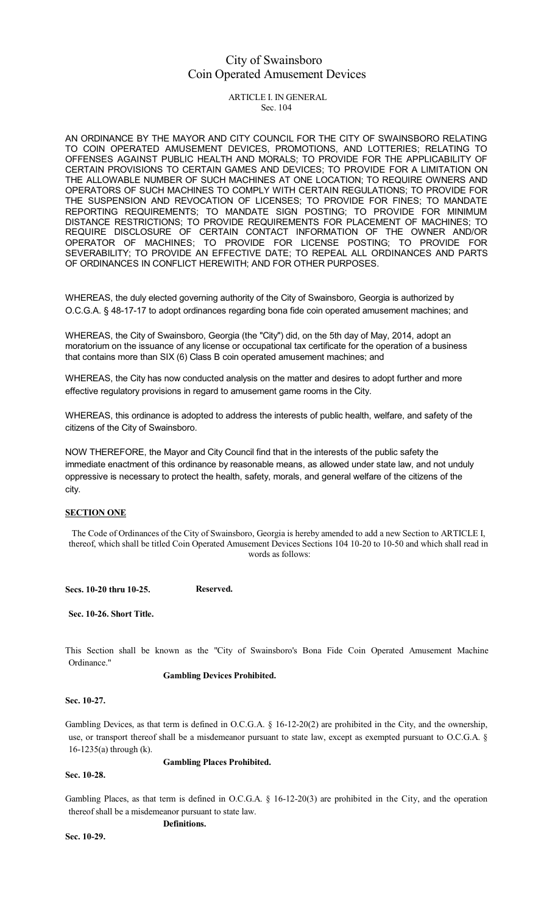# City of Swainsboro
# Coin Operated Amusement Devices

ARTICLE I. IN GENERAL
Sec. 104

AN ORDINANCE BY THE MAYOR AND CITY COUNCIL FOR THE CITY OF SWAINSBORO RELATING TO COIN OPERATED AMUSEMENT DEVICES, PROMOTIONS, AND LOTTERIES; RELATING TO OFFENSES AGAINST PUBLIC HEALTH AND MORALS; TO PROVIDE FOR THE APPLICABILITY OF CERTAIN PROVISIONS TO CERTAIN GAMES AND DEVICES; TO PROVIDE FOR A LIMITATION ON THE ALLOWABLE NUMBER OF SUCH MACHINES AT ONE LOCATION; TO REQUIRE OWNERS AND OPERATORS OF SUCH MACHINES TO COMPLY WITH CERTAIN REGULATIONS; TO PROVIDE FOR THE SUSPENSION AND REVOCATION OF LICENSES; TO PROVIDE FOR FINES; TO MANDATE REPORTING REQUIREMENTS; TO MANDATE SIGN POSTING; TO PROVIDE FOR MINIMUM DISTANCE RESTRICTIONS; TO PROVIDE REQUIREMENTS FOR PLACEMENT OF MACHINES; TO REQUIRE DISCLOSURE OF CERTAIN CONTACT INFORMATION OF THE OWNER AND/OR OPERATOR OF MACHINES; TO PROVIDE FOR LICENSE POSTING; TO PROVIDE FOR SEVERABILITY; TO PROVIDE AN EFFECTIVE DATE; TO REPEAL ALL ORDINANCES AND PARTS OF ORDINANCES IN CONFLICT HEREWITH; AND FOR OTHER PURPOSES.

WHEREAS, the duly elected governing authority of the City of Swainsboro, Georgia is authorized by O.C.G.A. § 48-17-17 to adopt ordinances regarding bona fide coin operated amusement machines; and

WHEREAS, the City of Swainsboro, Georgia (the "City") did, on the 5th day of May, 2014, adopt an moratorium on the issuance of any license or occupational tax certificate for the operation of a business that contains more than SIX (6) Class B coin operated amusement machines; and

WHEREAS, the City has now conducted analysis on the matter and desires to adopt further and more effective regulatory provisions in regard to amusement game rooms in the City.

WHEREAS, this ordinance is adopted to address the interests of public health, welfare, and safety of the citizens of the City of Swainsboro.

NOW THEREFORE, the Mayor and City Council find that in the interests of the public safety the immediate enactment of this ordinance by reasonable means, as allowed under state law, and not unduly oppressive is necessary to protect the health, safety, morals, and general welfare of the citizens of the city.

**SECTION ONE**

The Code of Ordinances of the City of Swainsboro, Georgia is hereby amended to add a new Section to ARTICLE I, thereof, which shall be titled Coin Operated Amusement Devices Sections 104 10-20 to 10-50 and which shall read in words as follows:

**Secs. 10-20 thru 10-25. Reserved.**

**Sec. 10-26. Short Title.**

This Section shall be known as the "City of Swainsboro's Bona Fide Coin Operated Amusement Machine Ordinance."

**Sec. 10-27. Gambling Devices Prohibited.**

Gambling Devices, as that term is defined in O.C.G.A. § 16-12-20(2) are prohibited in the City, and the ownership, use, or transport thereof shall be a misdemeanor pursuant to state law, except as exempted pursuant to O.C.G.A. § 16-1235(a) through (k).

**Sec. 10-28. Gambling Places Prohibited.**

Gambling Places, as that term is defined in O.C.G.A. § 16-12-20(3) are prohibited in the City, and the operation thereof shall be a misdemeanor pursuant to state law.

**Sec. 10-29. Definitions.**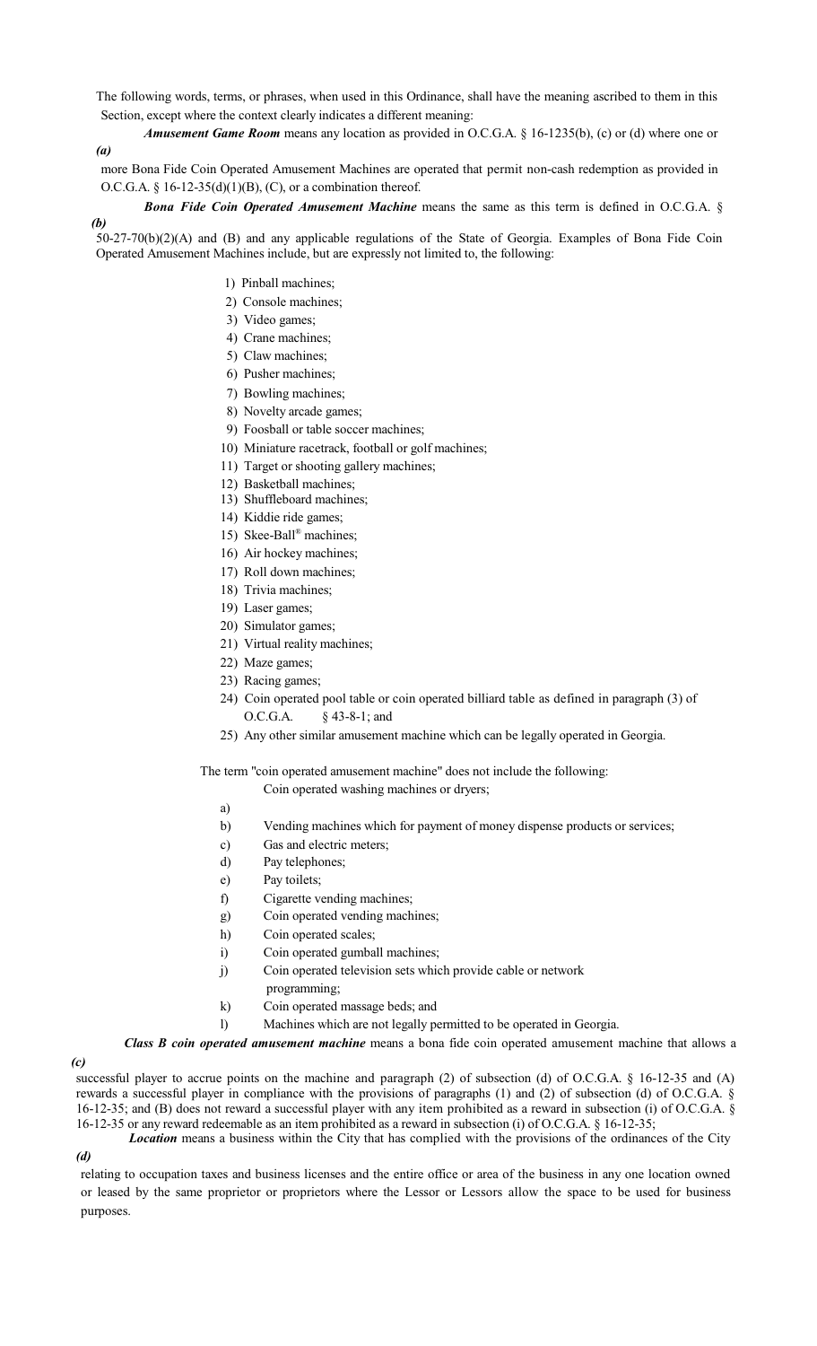The following words, terms, or phrases, when used in this Ordinance, shall have the meaning ascribed to them in this Section, except where the context clearly indicates a different meaning:

*(a)* ***Amusement Game Room*** means any location as provided in O.C.G.A. § 16-1235(b), (c) or (d) where one or more Bona Fide Coin Operated Amusement Machines are operated that permit non-cash redemption as provided in O.C.G.A. § 16-12-35(d)(1)(B), (C), or a combination thereof.

*(b)* ***Bona Fide Coin Operated Amusement Machine*** means the same as this term is defined in O.C.G.A. § 50-27-70(b)(2)(A) and (B) and any applicable regulations of the State of Georgia. Examples of Bona Fide Coin Operated Amusement Machines include, but are expressly not limited to, the following:

1) Pinball machines;
2) Console machines;
3) Video games;
4) Crane machines;
5) Claw machines;
6) Pusher machines;
7) Bowling machines;
8) Novelty arcade games;
9) Foosball or table soccer machines;
10) Miniature racetrack, football or golf machines;
11) Target or shooting gallery machines;
12) Basketball machines;
13) Shuffleboard machines;
14) Kiddie ride games;
15) Skee-Ball® machines;
16) Air hockey machines;
17) Roll down machines;
18) Trivia machines;
19) Laser games;
20) Simulator games;
21) Virtual reality machines;
22) Maze games;
23) Racing games;
24) Coin operated pool table or coin operated billiard table as defined in paragraph (3) of O.C.G.A. § 43-8-1; and
25) Any other similar amusement machine which can be legally operated in Georgia.

The term "coin operated amusement machine" does not include the following:

a) Coin operated washing machines or dryers;
b) Vending machines which for payment of money dispense products or services;
c) Gas and electric meters;
d) Pay telephones;
e) Pay toilets;
f) Cigarette vending machines;
g) Coin operated vending machines;
h) Coin operated scales;
i) Coin operated gumball machines;
j) Coin operated television sets which provide cable or network programming;
k) Coin operated massage beds; and
l) Machines which are not legally permitted to be operated in Georgia.

*(c)* ***Class B coin operated amusement machine*** means a bona fide coin operated amusement machine that allows a successful player to accrue points on the machine and paragraph (2) of subsection (d) of O.C.G.A. § 16-12-35 and (A) rewards a successful player in compliance with the provisions of paragraphs (1) and (2) of subsection (d) of O.C.G.A. § 16-12-35; and (B) does not reward a successful player with any item prohibited as a reward in subsection (i) of O.C.G.A. § 16-12-35 or any reward redeemable as an item prohibited as a reward in subsection (i) of O.C.G.A. § 16-12-35;

*(d)* ***Location*** means a business within the City that has complied with the provisions of the ordinances of the City relating to occupation taxes and business licenses and the entire office or area of the business in any one location owned or leased by the same proprietor or proprietors where the Lessor or Lessors allow the space to be used for business purposes.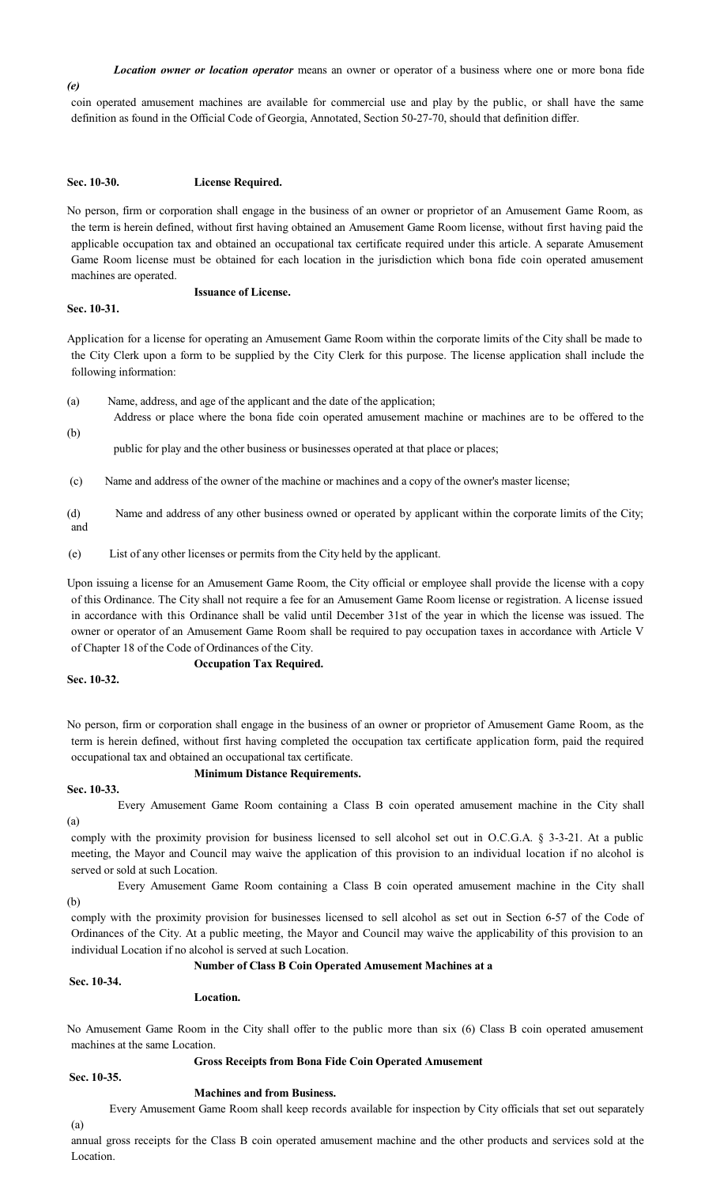*(e)* ***Location owner or location operator*** means an owner or operator of a business where one or more bona fide coin operated amusement machines are available for commercial use and play by the public, or shall have the same definition as found in the Official Code of Georgia, Annotated, Section 50-27-70, should that definition differ.

**Sec. 10-30. License Required.**

No person, firm or corporation shall engage in the business of an owner or proprietor of an Amusement Game Room, as the term is herein defined, without first having obtained an Amusement Game Room license, without first having paid the applicable occupation tax and obtained an occupational tax certificate required under this article. A separate Amusement Game Room license must be obtained for each location in the jurisdiction which bona fide coin operated amusement machines are operated.

**Sec. 10-31. Issuance of License.**

Application for a license for operating an Amusement Game Room within the corporate limits of the City shall be made to the City Clerk upon a form to be supplied by the City Clerk for this purpose. The license application shall include the following information:

(a) Name, address, and age of the applicant and the date of the application;

(b) Address or place where the bona fide coin operated amusement machine or machines are to be offered to the public for play and the other business or businesses operated at that place or places;

(c) Name and address of the owner of the machine or machines and a copy of the owner's master license;

(d) Name and address of any other business owned or operated by applicant within the corporate limits of the City; and

(e) List of any other licenses or permits from the City held by the applicant.

Upon issuing a license for an Amusement Game Room, the City official or employee shall provide the license with a copy of this Ordinance. The City shall not require a fee for an Amusement Game Room license or registration. A license issued in accordance with this Ordinance shall be valid until December 31st of the year in which the license was issued. The owner or operator of an Amusement Game Room shall be required to pay occupation taxes in accordance with Article V of Chapter 18 of the Code of Ordinances of the City.

**Sec. 10-32. Occupation Tax Required.**

No person, firm or corporation shall engage in the business of an owner or proprietor of Amusement Game Room, as the term is herein defined, without first having completed the occupation tax certificate application form, paid the required occupational tax and obtained an occupational tax certificate.

**Sec. 10-33. Minimum Distance Requirements.**

(a) Every Amusement Game Room containing a Class B coin operated amusement machine in the City shall comply with the proximity provision for business licensed to sell alcohol set out in O.C.G.A. § 3-3-21. At a public meeting, the Mayor and Council may waive the application of this provision to an individual location if no alcohol is served or sold at such Location.

(b) Every Amusement Game Room containing a Class B coin operated amusement machine in the City shall comply with the proximity provision for businesses licensed to sell alcohol as set out in Section 6-57 of the Code of Ordinances of the City. At a public meeting, the Mayor and Council may waive the applicability of this provision to an individual Location if no alcohol is served at such Location.

**Sec. 10-34. Number of Class B Coin Operated Amusement Machines at a Location.**

No Amusement Game Room in the City shall offer to the public more than six (6) Class B coin operated amusement machines at the same Location.

**Sec. 10-35. Gross Receipts from Bona Fide Coin Operated Amusement Machines and from Business.**

(a) Every Amusement Game Room shall keep records available for inspection by City officials that set out separately annual gross receipts for the Class B coin operated amusement machine and the other products and services sold at the Location.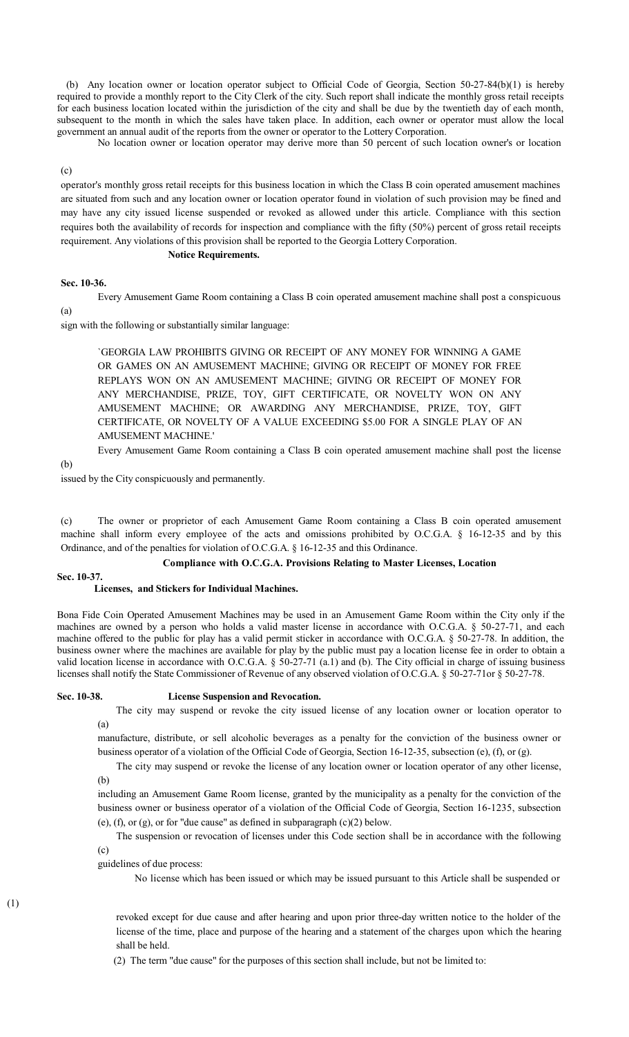(b) Any location owner or location operator subject to Official Code of Georgia, Section 50-27-84(b)(1) is hereby required to provide a monthly report to the City Clerk of the city. Such report shall indicate the monthly gross retail receipts for each business location located within the jurisdiction of the city and shall be due by the twentieth day of each month, subsequent to the month in which the sales have taken place. In addition, each owner or operator must allow the local government an annual audit of the reports from the owner or operator to the Lottery Corporation.

(c) No location owner or location operator may derive more than 50 percent of such location owner's or location operator's monthly gross retail receipts for this business location in which the Class B coin operated amusement machines are situated from such and any location owner or location operator found in violation of such provision may be fined and may have any city issued license suspended or revoked as allowed under this article. Compliance with this section requires both the availability of records for inspection and compliance with the fifty (50%) percent of gross retail receipts requirement. Any violations of this provision shall be reported to the Georgia Lottery Corporation.

**Sec. 10-36. Notice Requirements.**

(a) Every Amusement Game Room containing a Class B coin operated amusement machine shall post a conspicuous sign with the following or substantially similar language:

> `GEORGIA LAW PROHIBITS GIVING OR RECEIPT OF ANY MONEY FOR WINNING A GAME OR GAMES ON AN AMUSEMENT MACHINE; GIVING OR RECEIPT OF MONEY FOR FREE REPLAYS WON ON AN AMUSEMENT MACHINE; GIVING OR RECEIPT OF MONEY FOR ANY MERCHANDISE, PRIZE, TOY, GIFT CERTIFICATE, OR NOVELTY WON ON ANY AMUSEMENT MACHINE; OR AWARDING ANY MERCHANDISE, PRIZE, TOY, GIFT CERTIFICATE, OR NOVELTY OF A VALUE EXCEEDING $5.00 FOR A SINGLE PLAY OF AN AMUSEMENT MACHINE.'

(b) Every Amusement Game Room containing a Class B coin operated amusement machine shall post the license issued by the City conspicuously and permanently.

(c) The owner or proprietor of each Amusement Game Room containing a Class B coin operated amusement machine shall inform every employee of the acts and omissions prohibited by O.C.G.A. § 16-12-35 and by this Ordinance, and of the penalties for violation of O.C.G.A. § 16-12-35 and this Ordinance.

**Sec. 10-37. Compliance with O.C.G.A. Provisions Relating to Master Licenses, Location Licenses, and Stickers for Individual Machines.**

Bona Fide Coin Operated Amusement Machines may be used in an Amusement Game Room within the City only if the machines are owned by a person who holds a valid master license in accordance with O.C.G.A. § 50-27-71, and each machine offered to the public for play has a valid permit sticker in accordance with O.C.G.A. § 50-27-78. In addition, the business owner where the machines are available for play by the public must pay a location license fee in order to obtain a valid location license in accordance with O.C.G.A. § 50-27-71 (a.1) and (b). The City official in charge of issuing business licenses shall notify the State Commissioner of Revenue of any observed violation of O.C.G.A. § 50-27-71or § 50-27-78.

**Sec. 10-38. License Suspension and Revocation.**

(a) The city may suspend or revoke the city issued license of any location owner or location operator to manufacture, distribute, or sell alcoholic beverages as a penalty for the conviction of the business owner or business operator of a violation of the Official Code of Georgia, Section 16-12-35, subsection (e), (f), or (g).

(b) The city may suspend or revoke the license of any location owner or location operator of any other license, including an Amusement Game Room license, granted by the municipality as a penalty for the conviction of the business owner or business operator of a violation of the Official Code of Georgia, Section 16-1235, subsection (e), (f), or (g), or for "due cause" as defined in subparagraph (c)(2) below.

(c) The suspension or revocation of licenses under this Code section shall be in accordance with the following guidelines of due process:

(1) No license which has been issued or which may be issued pursuant to this Article shall be suspended or revoked except for due cause and after hearing and upon prior three-day written notice to the holder of the license of the time, place and purpose of the hearing and a statement of the charges upon which the hearing shall be held.

(2) The term "due cause" for the purposes of this section shall include, but not be limited to: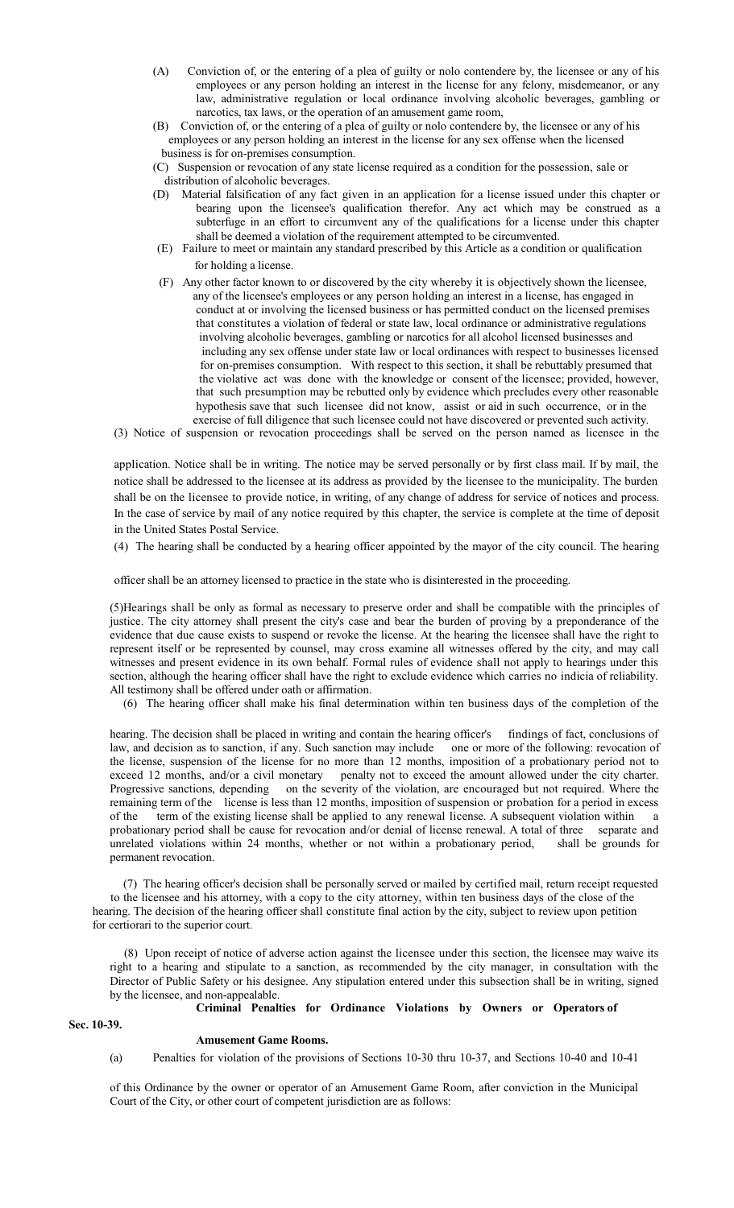(A) Conviction of, or the entering of a plea of guilty or nolo contendere by, the licensee or any of his employees or any person holding an interest in the license for any felony, misdemeanor, or any law, administrative regulation or local ordinance involving alcoholic beverages, gambling or narcotics, tax laws, or the operation of an amusement game room,

(B) Conviction of, or the entering of a plea of guilty or nolo contendere by, the licensee or any of his employees or any person holding an interest in the license for any sex offense when the licensed business is for on-premises consumption.

(C) Suspension or revocation of any state license required as a condition for the possession, sale or distribution of alcoholic beverages.

(D) Material falsification of any fact given in an application for a license issued under this chapter or bearing upon the licensee's qualification therefor. Any act which may be construed as a subterfuge in an effort to circumvent any of the qualifications for a license under this chapter shall be deemed a violation of the requirement attempted to be circumvented.

(E) Failure to meet or maintain any standard prescribed by this Article as a condition or qualification for holding a license.

(F) Any other factor known to or discovered by the city whereby it is objectively shown the licensee, any of the licensee's employees or any person holding an interest in a license, has engaged in conduct at or involving the licensed business or has permitted conduct on the licensed premises that constitutes a violation of federal or state law, local ordinance or administrative regulations involving alcoholic beverages, gambling or narcotics for all alcohol licensed businesses and including any sex offense under state law or local ordinances with respect to businesses licensed for on-premises consumption. With respect to this section, it shall be rebuttably presumed that the violative act was done with the knowledge or consent of the licensee; provided, however, that such presumption may be rebutted only by evidence which precludes every other reasonable hypothesis save that such licensee did not know, assist or aid in such occurrence, or in the exercise of full diligence that such licensee could not have discovered or prevented such activity.

(3) Notice of suspension or revocation proceedings shall be served on the person named as licensee in the application. Notice shall be in writing. The notice may be served personally or by first class mail. If by mail, the notice shall be addressed to the licensee at its address as provided by the licensee to the municipality. The burden shall be on the licensee to provide notice, in writing, of any change of address for service of notices and process. In the case of service by mail of any notice required by this chapter, the service is complete at the time of deposit in the United States Postal Service.

(4) The hearing shall be conducted by a hearing officer appointed by the mayor of the city council. The hearing officer shall be an attorney licensed to practice in the state who is disinterested in the proceeding.

(5) Hearings shall be only as formal as necessary to preserve order and shall be compatible with the principles of justice. The city attorney shall present the city's case and bear the burden of proving by a preponderance of the evidence that due cause exists to suspend or revoke the license. At the hearing the licensee shall have the right to represent itself or be represented by counsel, may cross examine all witnesses offered by the city, and may call witnesses and present evidence in its own behalf. Formal rules of evidence shall not apply to hearings under this section, although the hearing officer shall have the right to exclude evidence which carries no indicia of reliability. All testimony shall be offered under oath or affirmation.

(6) The hearing officer shall make his final determination within ten business days of the completion of the hearing. The decision shall be placed in writing and contain the hearing officer's findings of fact, conclusions of law, and decision as to sanction, if any. Such sanction may include one or more of the following: revocation of the license, suspension of the license for no more than 12 months, imposition of a probationary period not to exceed 12 months, and/or a civil monetary penalty not to exceed the amount allowed under the city charter. Progressive sanctions, depending on the severity of the violation, are encouraged but not required. Where the remaining term of the license is less than 12 months, imposition of suspension or probation for a period in excess of the term of the existing license shall be applied to any renewal license. A subsequent violation within a probationary period shall be cause for revocation and/or denial of license renewal. A total of three separate and unrelated violations within 24 months, whether or not within a probationary period, shall be grounds for permanent revocation.

(7) The hearing officer's decision shall be personally served or mailed by certified mail, return receipt requested to the licensee and his attorney, with a copy to the city attorney, within ten business days of the close of the hearing. The decision of the hearing officer shall constitute final action by the city, subject to review upon petition for certiorari to the superior court.

(8) Upon receipt of notice of adverse action against the licensee under this section, the licensee may waive its right to a hearing and stipulate to a sanction, as recommended by the city manager, in consultation with the Director of Public Safety or his designee. Any stipulation entered under this subsection shall be in writing, signed by the licensee, and non-appealable.

**Sec. 10-39. Criminal Penalties for Ordinance Violations by Owners or Operators of Amusement Game Rooms.**

(a) Penalties for violation of the provisions of Sections 10-30 thru 10-37, and Sections 10-40 and 10-41 of this Ordinance by the owner or operator of an Amusement Game Room, after conviction in the Municipal Court of the City, or other court of competent jurisdiction are as follows: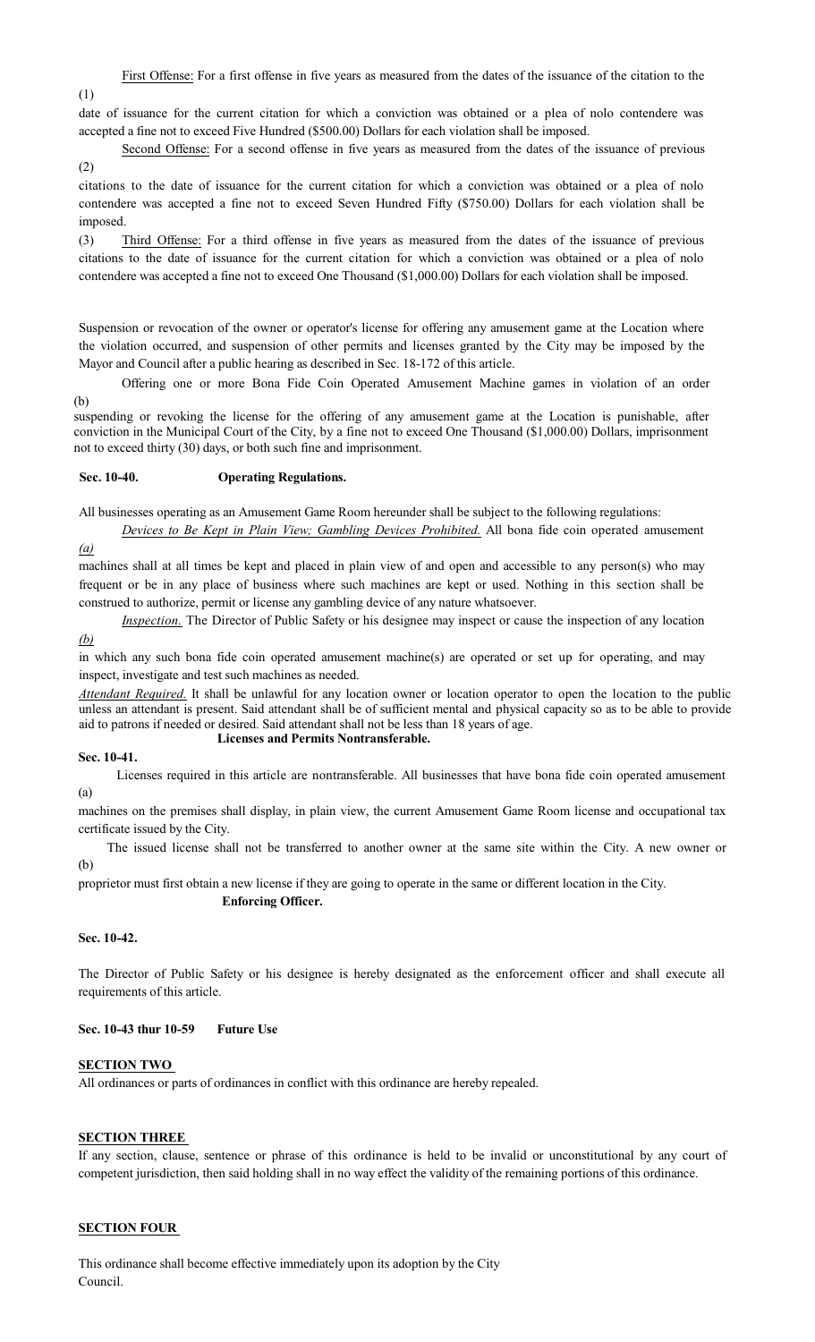(1) First Offense: For a first offense in five years as measured from the dates of the issuance of the citation to the date of issuance for the current citation for which a conviction was obtained or a plea of nolo contendere was accepted a fine not to exceed Five Hundred ($500.00) Dollars for each violation shall be imposed.

(2) Second Offense: For a second offense in five years as measured from the dates of the issuance of previous citations to the date of issuance for the current citation for which a conviction was obtained or a plea of nolo contendere was accepted a fine not to exceed Seven Hundred Fifty ($750.00) Dollars for each violation shall be imposed.

(3) Third Offense: For a third offense in five years as measured from the dates of the issuance of previous citations to the date of issuance for the current citation for which a conviction was obtained or a plea of nolo contendere was accepted a fine not to exceed One Thousand ($1,000.00) Dollars for each violation shall be imposed.

Suspension or revocation of the owner or operator's license for offering any amusement game at the Location where the violation occurred, and suspension of other permits and licenses granted by the City may be imposed by the Mayor and Council after a public hearing as described in Sec. 18-172 of this article.

(b) Offering one or more Bona Fide Coin Operated Amusement Machine games in violation of an order suspending or revoking the license for the offering of any amusement game at the Location is punishable, after conviction in the Municipal Court of the City, by a fine not to exceed One Thousand ($1,000.00) Dollars, imprisonment not to exceed thirty (30) days, or both such fine and imprisonment.

**Sec. 10-40. Operating Regulations.**

All businesses operating as an Amusement Game Room hereunder shall be subject to the following regulations:

*(a)* *Devices to Be Kept in Plain View; Gambling Devices Prohibited.* All bona fide coin operated amusement machines shall at all times be kept and placed in plain view of and open and accessible to any person(s) who may frequent or be in any place of business where such machines are kept or used. Nothing in this section shall be construed to authorize, permit or license any gambling device of any nature whatsoever.

*(b)* *Inspection.* The Director of Public Safety or his designee may inspect or cause the inspection of any location in which any such bona fide coin operated amusement machine(s) are operated or set up for operating, and may inspect, investigate and test such machines as needed.

*Attendant Required.* It shall be unlawful for any location owner or location operator to open the location to the public unless an attendant is present. Said attendant shall be of sufficient mental and physical capacity so as to be able to provide aid to patrons if needed or desired. Said attendant shall not be less than 18 years of age.

**Sec. 10-41. Licenses and Permits Nontransferable.**

(a) Licenses required in this article are nontransferable. All businesses that have bona fide coin operated amusement machines on the premises shall display, in plain view, the current Amusement Game Room license and occupational tax certificate issued by the City.

(b) The issued license shall not be transferred to another owner at the same site within the City. A new owner or proprietor must first obtain a new license if they are going to operate in the same or different location in the City.

**Sec. 10-42. Enforcing Officer.**

The Director of Public Safety or his designee is hereby designated as the enforcement officer and shall execute all requirements of this article.

**Sec. 10-43 thur 10-59 Future Use**

**SECTION TWO**

All ordinances or parts of ordinances in conflict with this ordinance are hereby repealed.

**SECTION THREE**

If any section, clause, sentence or phrase of this ordinance is held to be invalid or unconstitutional by any court of competent jurisdiction, then said holding shall in no way effect the validity of the remaining portions of this ordinance.

**SECTION FOUR**

This ordinance shall become effective immediately upon its adoption by the City Council.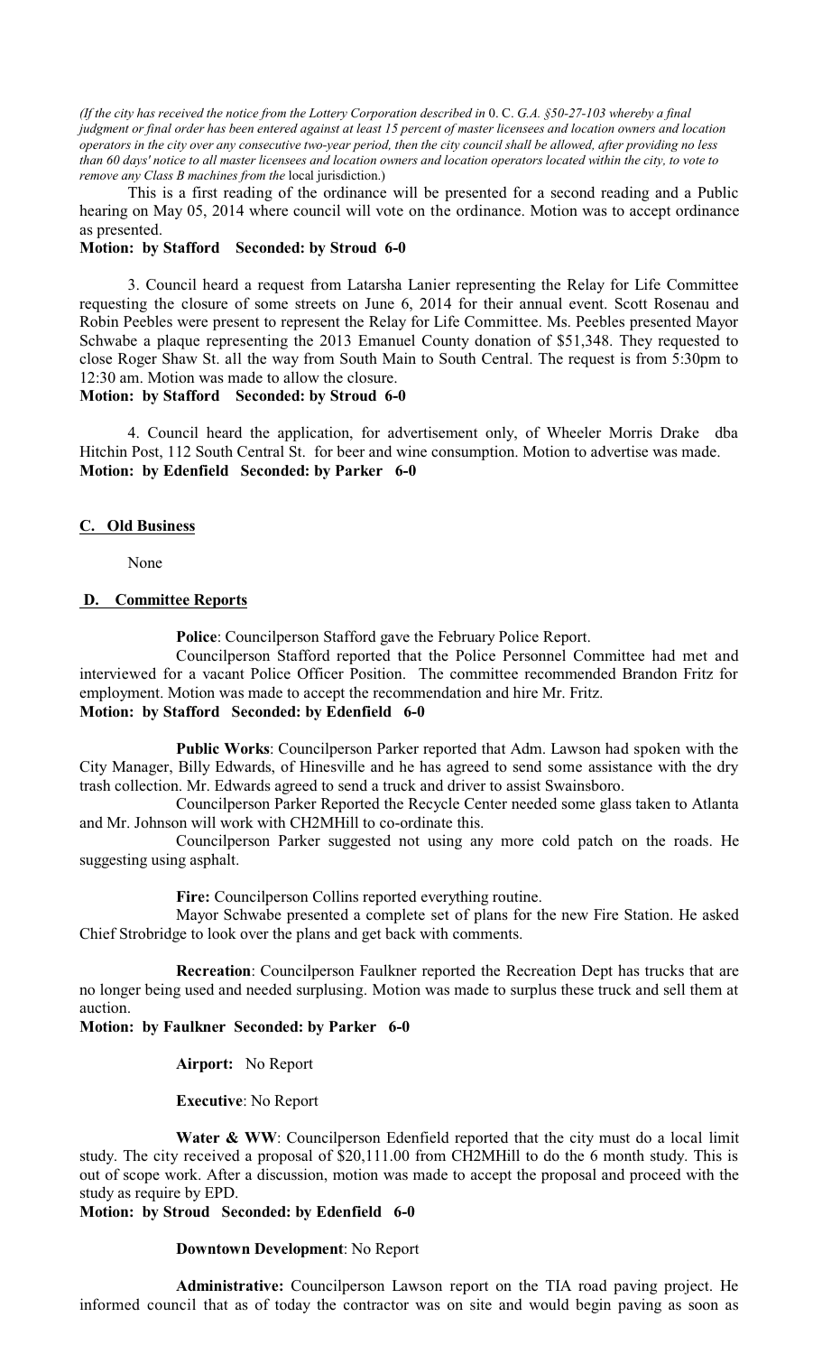*(If the city has received the notice from the Lottery Corporation described in* 0. C. *G.A. §50-27-103 whereby a final judgment or final order has been entered against at least 15 percent of master licensees and location owners and location operators in the city over any consecutive two-year period, then the city council shall be allowed, after providing no less than 60 days' notice to all master licensees and location owners and location operators located within the city, to vote to remove any Class B machines from the* local jurisdiction.)

This is a first reading of the ordinance will be presented for a second reading and a Public hearing on May 05, 2014 where council will vote on the ordinance. Motion was to accept ordinance as presented.

**Motion: by Stafford Seconded: by Stroud 6-0**

3. Council heard a request from Latarsha Lanier representing the Relay for Life Committee requesting the closure of some streets on June 6, 2014 for their annual event. Scott Rosenau and Robin Peebles were present to represent the Relay for Life Committee. Ms. Peebles presented Mayor Schwabe a plaque representing the 2013 Emanuel County donation of $51,348. They requested to close Roger Shaw St. all the way from South Main to South Central. The request is from 5:30pm to 12:30 am. Motion was made to allow the closure.

**Motion: by Stafford Seconded: by Stroud 6-0**

4. Council heard the application, for advertisement only, of Wheeler Morris Drake dba Hitchin Post, 112 South Central St. for beer and wine consumption. Motion to advertise was made.

**Motion: by Edenfield Seconded: by Parker 6-0**

## C. Old Business

None

## D. Committee Reports

**Police**: Councilperson Stafford gave the February Police Report.

Councilperson Stafford reported that the Police Personnel Committee had met and interviewed for a vacant Police Officer Position. The committee recommended Brandon Fritz for employment. Motion was made to accept the recommendation and hire Mr. Fritz.

**Motion: by Stafford Seconded: by Edenfield 6-0**

**Public Works**: Councilperson Parker reported that Adm. Lawson had spoken with the City Manager, Billy Edwards, of Hinesville and he has agreed to send some assistance with the dry trash collection. Mr. Edwards agreed to send a truck and driver to assist Swainsboro.

Councilperson Parker Reported the Recycle Center needed some glass taken to Atlanta and Mr. Johnson will work with CH2MHill to co-ordinate this.

Councilperson Parker suggested not using any more cold patch on the roads. He suggesting using asphalt.

**Fire:** Councilperson Collins reported everything routine.

Mayor Schwabe presented a complete set of plans for the new Fire Station. He asked Chief Strobridge to look over the plans and get back with comments.

**Recreation**: Councilperson Faulkner reported the Recreation Dept has trucks that are no longer being used and needed surplusing. Motion was made to surplus these truck and sell them at auction.

**Motion: by Faulkner Seconded: by Parker 6-0**

**Airport:** No Report

**Executive**: No Report

**Water & WW**: Councilperson Edenfield reported that the city must do a local limit study. The city received a proposal of $20,111.00 from CH2MHill to do the 6 month study. This is out of scope work. After a discussion, motion was made to accept the proposal and proceed with the study as require by EPD.

**Motion: by Stroud Seconded: by Edenfield 6-0**

**Downtown Development**: No Report

**Administrative:** Councilperson Lawson report on the TIA road paving project. He informed council that as of today the contractor was on site and would begin paving as soon as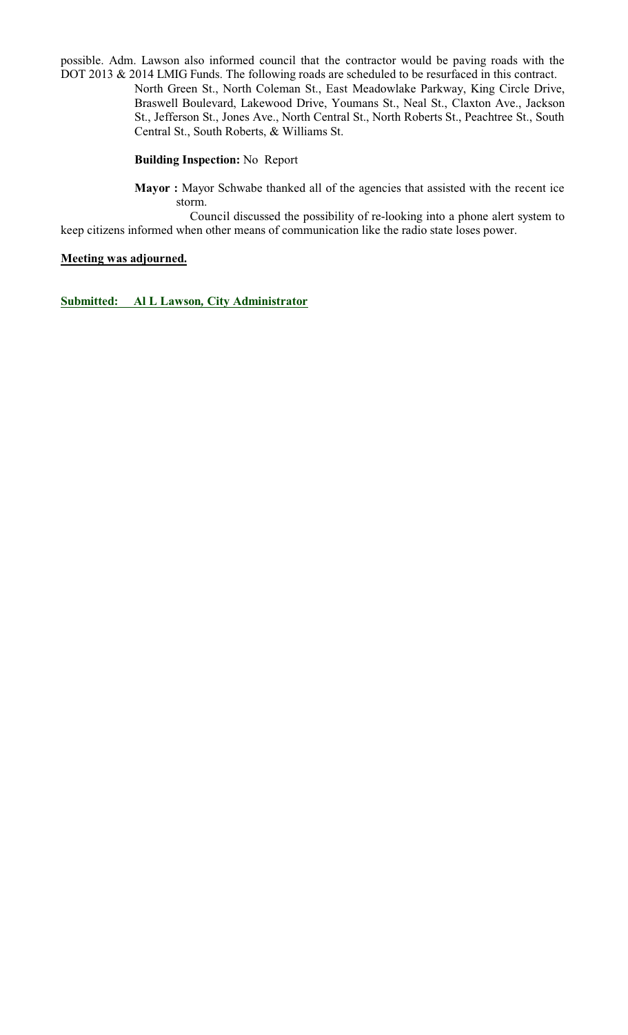possible. Adm. Lawson also informed council that the contractor would be paving roads with the DOT 2013 & 2014 LMIG Funds. The following roads are scheduled to be resurfaced in this contract.

North Green St., North Coleman St., East Meadowlake Parkway, King Circle Drive, Braswell Boulevard, Lakewood Drive, Youmans St., Neal St., Claxton Ave., Jackson St., Jefferson St., Jones Ave., North Central St., North Roberts St., Peachtree St., South Central St., South Roberts, & Williams St.

**Building Inspection:** No Report

**Mayor :** Mayor Schwabe thanked all of the agencies that assisted with the recent ice storm.

Council discussed the possibility of re-looking into a phone alert system to keep citizens informed when other means of communication like the radio state loses power.

**Meeting was adjourned.**

**Submitted: Al L Lawson, City Administrator**